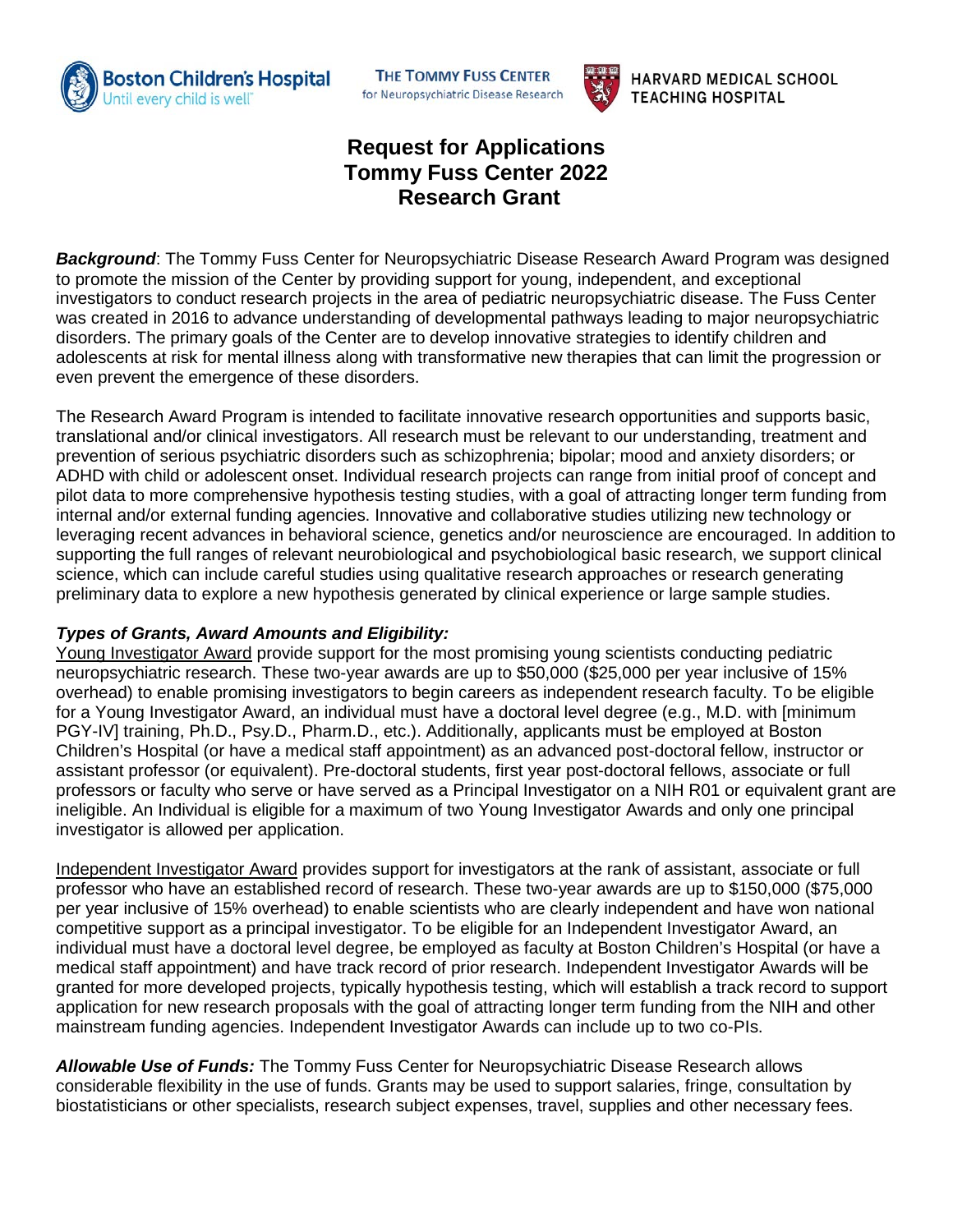Boston Children's Hospital
Until every child is well

THE TOMMY FUSS CENTER
for Neuropsychiatric Disease Research

HARVARD MEDICAL SCHOOL
TEACHING HOSPITAL

# Request for Applications
# Tommy Fuss Center 2022
# Research Grant

***Background***: The Tommy Fuss Center for Neuropsychiatric Disease Research Award Program was designed to promote the mission of the Center by providing support for young, independent, and exceptional investigators to conduct research projects in the area of pediatric neuropsychiatric disease. The Fuss Center was created in 2016 to advance understanding of developmental pathways leading to major neuropsychiatric disorders. The primary goals of the Center are to develop innovative strategies to identify children and adolescents at risk for mental illness along with transformative new therapies that can limit the progression or even prevent the emergence of these disorders.

The Research Award Program is intended to facilitate innovative research opportunities and supports basic, translational and/or clinical investigators. All research must be relevant to our understanding, treatment and prevention of serious psychiatric disorders such as schizophrenia; bipolar; mood and anxiety disorders; or ADHD with child or adolescent onset. Individual research projects can range from initial proof of concept and pilot data to more comprehensive hypothesis testing studies, with a goal of attracting longer term funding from internal and/or external funding agencies. Innovative and collaborative studies utilizing new technology or leveraging recent advances in behavioral science, genetics and/or neuroscience are encouraged. In addition to supporting the full ranges of relevant neurobiological and psychobiological basic research, we support clinical science, which can include careful studies using qualitative research approaches or research generating preliminary data to explore a new hypothesis generated by clinical experience or large sample studies.

***Types of Grants, Award Amounts and Eligibility:***

Young Investigator Award provide support for the most promising young scientists conducting pediatric neuropsychiatric research. These two-year awards are up to $50,000 ($25,000 per year inclusive of 15% overhead) to enable promising investigators to begin careers as independent research faculty. To be eligible for a Young Investigator Award, an individual must have a doctoral level degree (e.g., M.D. with [minimum PGY-IV] training, Ph.D., Psy.D., Pharm.D., etc.). Additionally, applicants must be employed at Boston Children's Hospital (or have a medical staff appointment) as an advanced post-doctoral fellow, instructor or assistant professor (or equivalent). Pre-doctoral students, first year post-doctoral fellows, associate or full professors or faculty who serve or have served as a Principal Investigator on a NIH R01 or equivalent grant are ineligible. An Individual is eligible for a maximum of two Young Investigator Awards and only one principal investigator is allowed per application.

Independent Investigator Award provides support for investigators at the rank of assistant, associate or full professor who have an established record of research. These two-year awards are up to $150,000 ($75,000 per year inclusive of 15% overhead) to enable scientists who are clearly independent and have won national competitive support as a principal investigator. To be eligible for an Independent Investigator Award, an individual must have a doctoral level degree, be employed as faculty at Boston Children's Hospital (or have a medical staff appointment) and have track record of prior research. Independent Investigator Awards will be granted for more developed projects, typically hypothesis testing, which will establish a track record to support application for new research proposals with the goal of attracting longer term funding from the NIH and other mainstream funding agencies. Independent Investigator Awards can include up to two co-PIs.

***Allowable Use of Funds:*** The Tommy Fuss Center for Neuropsychiatric Disease Research allows considerable flexibility in the use of funds. Grants may be used to support salaries, fringe, consultation by biostatisticians or other specialists, research subject expenses, travel, supplies and other necessary fees.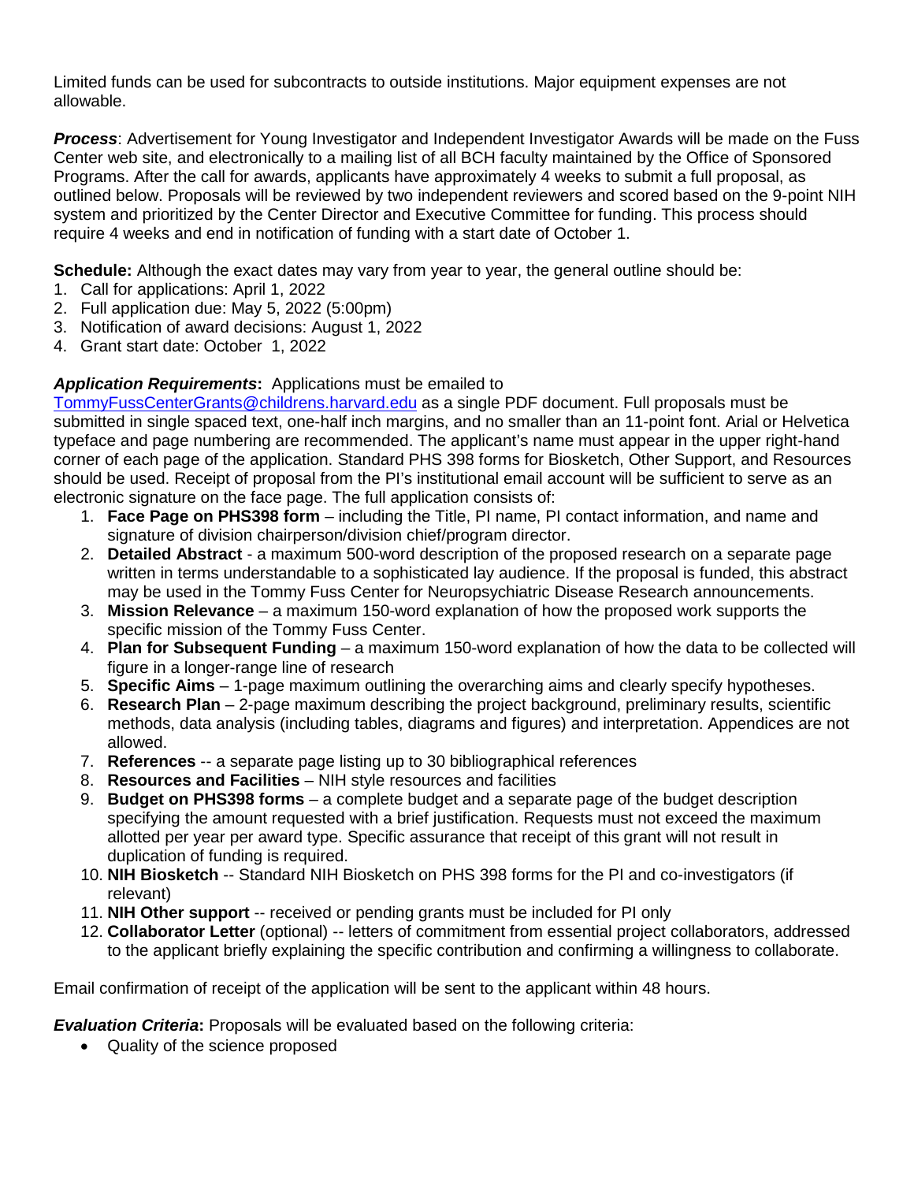Limited funds can be used for subcontracts to outside institutions. Major equipment expenses are not allowable.

***Process***: Advertisement for Young Investigator and Independent Investigator Awards will be made on the Fuss Center web site, and electronically to a mailing list of all BCH faculty maintained by the Office of Sponsored Programs. After the call for awards, applicants have approximately 4 weeks to submit a full proposal, as outlined below. Proposals will be reviewed by two independent reviewers and scored based on the 9-point NIH system and prioritized by the Center Director and Executive Committee for funding. This process should require 4 weeks and end in notification of funding with a start date of October 1.

**Schedule:** Although the exact dates may vary from year to year, the general outline should be:

1. Call for applications: April 1, 2022
2. Full application due: May 5, 2022 (5:00pm)
3. Notification of award decisions: August 1, 2022
4. Grant start date: October 1, 2022

***Application Requirements*****:** Applications must be emailed to TommyFussCenterGrants@childrens.harvard.edu as a single PDF document. Full proposals must be submitted in single spaced text, one-half inch margins, and no smaller than an 11-point font. Arial or Helvetica typeface and page numbering are recommended. The applicant's name must appear in the upper right-hand corner of each page of the application. Standard PHS 398 forms for Biosketch, Other Support, and Resources should be used. Receipt of proposal from the PI's institutional email account will be sufficient to serve as an electronic signature on the face page. The full application consists of:

1. **Face Page on PHS398 form** – including the Title, PI name, PI contact information, and name and signature of division chairperson/division chief/program director.
2. **Detailed Abstract** - a maximum 500-word description of the proposed research on a separate page written in terms understandable to a sophisticated lay audience. If the proposal is funded, this abstract may be used in the Tommy Fuss Center for Neuropsychiatric Disease Research announcements.
3. **Mission Relevance** – a maximum 150-word explanation of how the proposed work supports the specific mission of the Tommy Fuss Center.
4. **Plan for Subsequent Funding** – a maximum 150-word explanation of how the data to be collected will figure in a longer-range line of research
5. **Specific Aims** – 1-page maximum outlining the overarching aims and clearly specify hypotheses.
6. **Research Plan** – 2-page maximum describing the project background, preliminary results, scientific methods, data analysis (including tables, diagrams and figures) and interpretation. Appendices are not allowed.
7. **References** -- a separate page listing up to 30 bibliographical references
8. **Resources and Facilities** – NIH style resources and facilities
9. **Budget on PHS398 forms** – a complete budget and a separate page of the budget description specifying the amount requested with a brief justification. Requests must not exceed the maximum allotted per year per award type. Specific assurance that receipt of this grant will not result in duplication of funding is required.
10. **NIH Biosketch** -- Standard NIH Biosketch on PHS 398 forms for the PI and co-investigators (if relevant)
11. **NIH Other support** -- received or pending grants must be included for PI only
12. **Collaborator Letter** (optional) -- letters of commitment from essential project collaborators, addressed to the applicant briefly explaining the specific contribution and confirming a willingness to collaborate.

Email confirmation of receipt of the application will be sent to the applicant within 48 hours.

***Evaluation Criteria*****:** Proposals will be evaluated based on the following criteria:

- Quality of the science proposed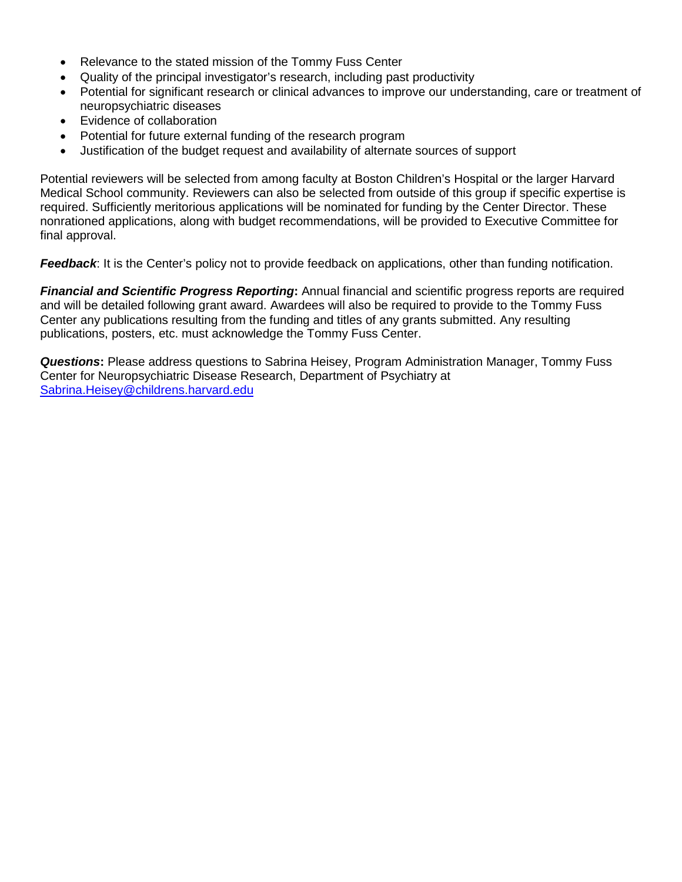- Relevance to the stated mission of the Tommy Fuss Center
- Quality of the principal investigator's research, including past productivity
- Potential for significant research or clinical advances to improve our understanding, care or treatment of neuropsychiatric diseases
- Evidence of collaboration
- Potential for future external funding of the research program
- Justification of the budget request and availability of alternate sources of support

Potential reviewers will be selected from among faculty at Boston Children's Hospital or the larger Harvard Medical School community. Reviewers can also be selected from outside of this group if specific expertise is required. Sufficiently meritorious applications will be nominated for funding by the Center Director. These nonrationed applications, along with budget recommendations, will be provided to Executive Committee for final approval.

***Feedback***: It is the Center's policy not to provide feedback on applications, other than funding notification.

***Financial and Scientific Progress Reporting*:** Annual financial and scientific progress reports are required and will be detailed following grant award. Awardees will also be required to provide to the Tommy Fuss Center any publications resulting from the funding and titles of any grants submitted. Any resulting publications, posters, etc. must acknowledge the Tommy Fuss Center.

***Questions*:** Please address questions to Sabrina Heisey, Program Administration Manager, Tommy Fuss Center for Neuropsychiatric Disease Research, Department of Psychiatry at Sabrina.Heisey@childrens.harvard.edu